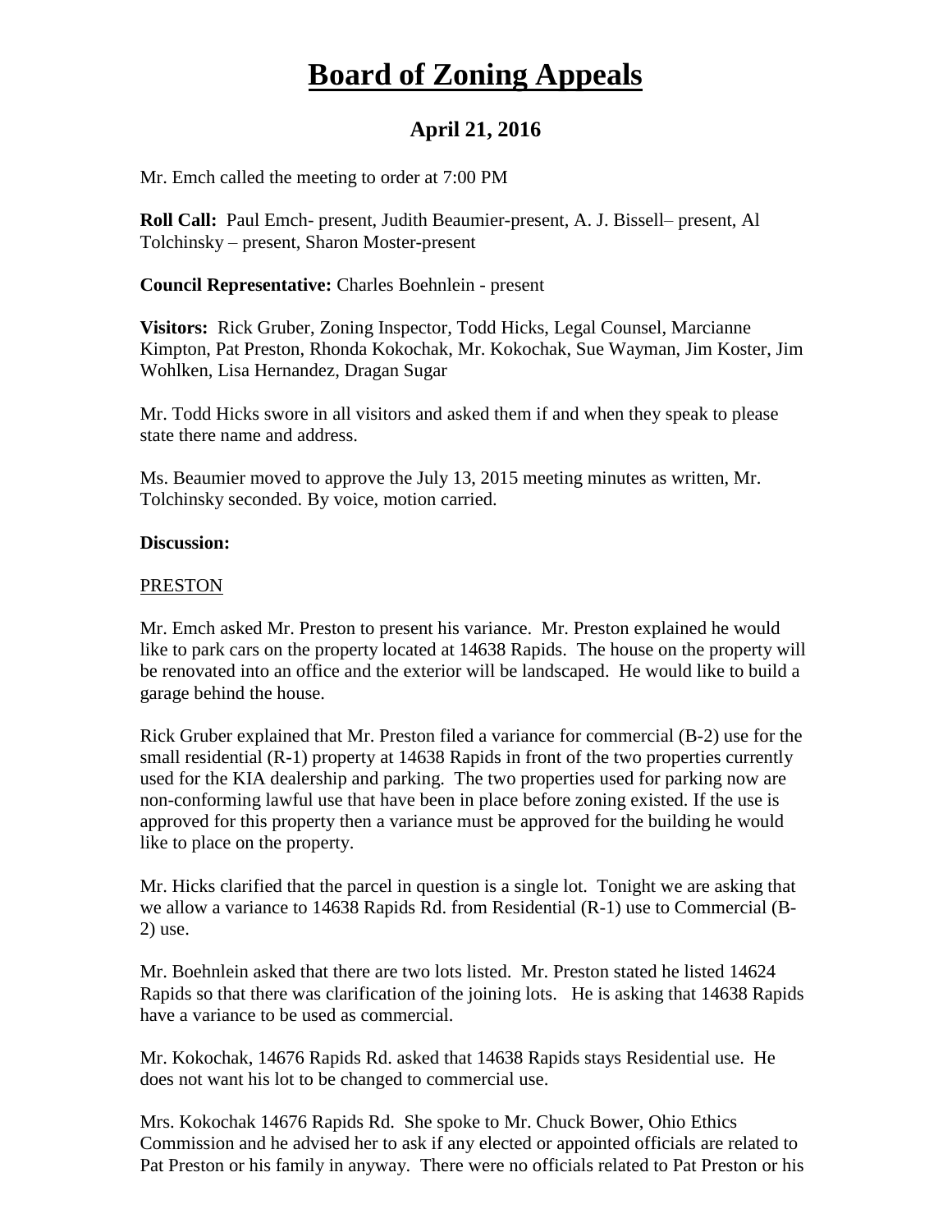# Board of Zoning Appeals

## April 21, 2016

Mr. Emch called the meeting to order at 7:00 PM

**Roll Call:** Paul Emch- present, Judith Beaumier-present, A. J. Bissell– present, Al Tolchinsky – present, Sharon Moster-present

**Council Representative:** Charles Boehnlein - present

**Visitors:** Rick Gruber, Zoning Inspector, Todd Hicks, Legal Counsel, Marcianne Kimpton, Pat Preston, Rhonda Kokochak, Mr. Kokochak, Sue Wayman, Jim Koster, Jim Wohlken, Lisa Hernandez, Dragan Sugar

Mr. Todd Hicks swore in all visitors and asked them if and when they speak to please state there name and address.

Ms. Beaumier moved to approve the July 13, 2015 meeting minutes as written, Mr. Tolchinsky seconded. By voice, motion carried.

**Discussion:**

PRESTON

Mr. Emch asked Mr. Preston to present his variance. Mr. Preston explained he would like to park cars on the property located at 14638 Rapids. The house on the property will be renovated into an office and the exterior will be landscaped. He would like to build a garage behind the house.

Rick Gruber explained that Mr. Preston filed a variance for commercial (B-2) use for the small residential (R-1) property at 14638 Rapids in front of the two properties currently used for the KIA dealership and parking. The two properties used for parking now are non-conforming lawful use that have been in place before zoning existed. If the use is approved for this property then a variance must be approved for the building he would like to place on the property.

Mr. Hicks clarified that the parcel in question is a single lot. Tonight we are asking that we allow a variance to 14638 Rapids Rd. from Residential (R-1) use to Commercial (B-2) use.

Mr. Boehnlein asked that there are two lots listed. Mr. Preston stated he listed 14624 Rapids so that there was clarification of the joining lots. He is asking that 14638 Rapids have a variance to be used as commercial.

Mr. Kokochak, 14676 Rapids Rd. asked that 14638 Rapids stays Residential use. He does not want his lot to be changed to commercial use.

Mrs. Kokochak 14676 Rapids Rd. She spoke to Mr. Chuck Bower, Ohio Ethics Commission and he advised her to ask if any elected or appointed officials are related to Pat Preston or his family in anyway. There were no officials related to Pat Preston or his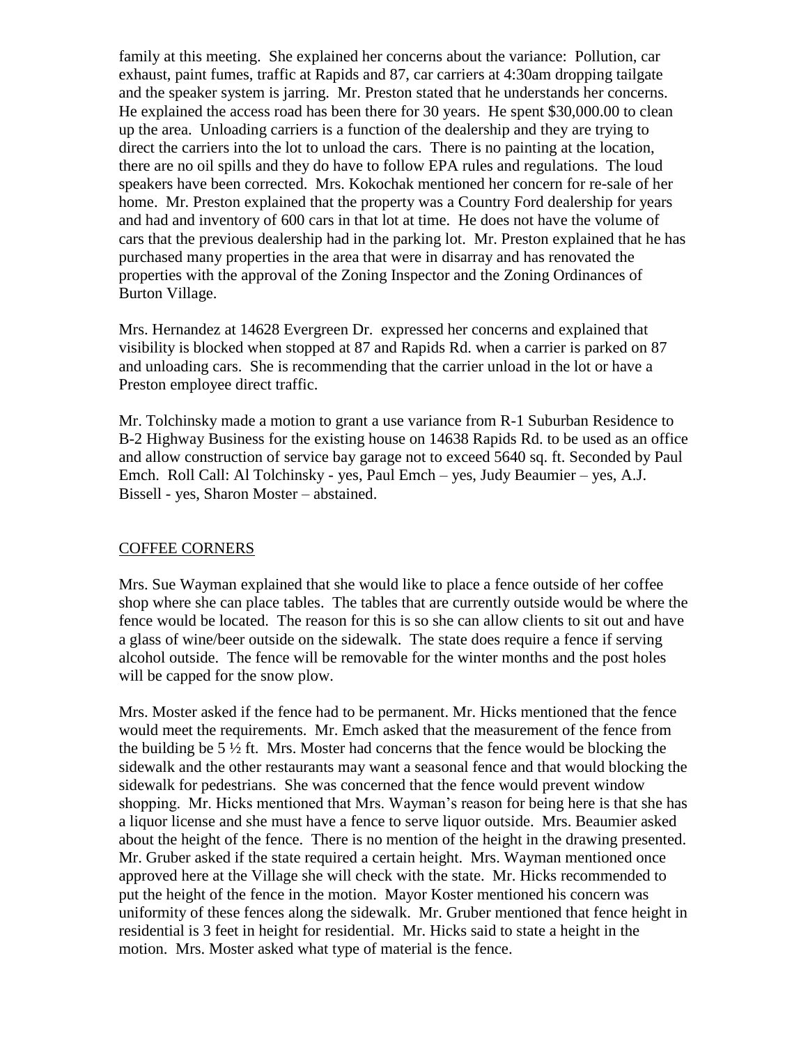family at this meeting. She explained her concerns about the variance: Pollution, car exhaust, paint fumes, traffic at Rapids and 87, car carriers at 4:30am dropping tailgate and the speaker system is jarring. Mr. Preston stated that he understands her concerns. He explained the access road has been there for 30 years. He spent $30,000.00 to clean up the area. Unloading carriers is a function of the dealership and they are trying to direct the carriers into the lot to unload the cars. There is no painting at the location, there are no oil spills and they do have to follow EPA rules and regulations. The loud speakers have been corrected. Mrs. Kokochak mentioned her concern for re-sale of her home. Mr. Preston explained that the property was a Country Ford dealership for years and had and inventory of 600 cars in that lot at time. He does not have the volume of cars that the previous dealership had in the parking lot. Mr. Preston explained that he has purchased many properties in the area that were in disarray and has renovated the properties with the approval of the Zoning Inspector and the Zoning Ordinances of Burton Village.

Mrs. Hernandez at 14628 Evergreen Dr. expressed her concerns and explained that visibility is blocked when stopped at 87 and Rapids Rd. when a carrier is parked on 87 and unloading cars. She is recommending that the carrier unload in the lot or have a Preston employee direct traffic.

Mr. Tolchinsky made a motion to grant a use variance from R-1 Suburban Residence to B-2 Highway Business for the existing house on 14638 Rapids Rd. to be used as an office and allow construction of service bay garage not to exceed 5640 sq. ft. Seconded by Paul Emch. Roll Call: Al Tolchinsky - yes, Paul Emch – yes, Judy Beaumier – yes, A.J. Bissell - yes, Sharon Moster – abstained.

## COFFEE CORNERS

Mrs. Sue Wayman explained that she would like to place a fence outside of her coffee shop where she can place tables. The tables that are currently outside would be where the fence would be located. The reason for this is so she can allow clients to sit out and have a glass of wine/beer outside on the sidewalk. The state does require a fence if serving alcohol outside. The fence will be removable for the winter months and the post holes will be capped for the snow plow.

Mrs. Moster asked if the fence had to be permanent. Mr. Hicks mentioned that the fence would meet the requirements. Mr. Emch asked that the measurement of the fence from the building be 5 ½ ft. Mrs. Moster had concerns that the fence would be blocking the sidewalk and the other restaurants may want a seasonal fence and that would blocking the sidewalk for pedestrians. She was concerned that the fence would prevent window shopping. Mr. Hicks mentioned that Mrs. Wayman's reason for being here is that she has a liquor license and she must have a fence to serve liquor outside. Mrs. Beaumier asked about the height of the fence. There is no mention of the height in the drawing presented. Mr. Gruber asked if the state required a certain height. Mrs. Wayman mentioned once approved here at the Village she will check with the state. Mr. Hicks recommended to put the height of the fence in the motion. Mayor Koster mentioned his concern was uniformity of these fences along the sidewalk. Mr. Gruber mentioned that fence height in residential is 3 feet in height for residential. Mr. Hicks said to state a height in the motion. Mrs. Moster asked what type of material is the fence.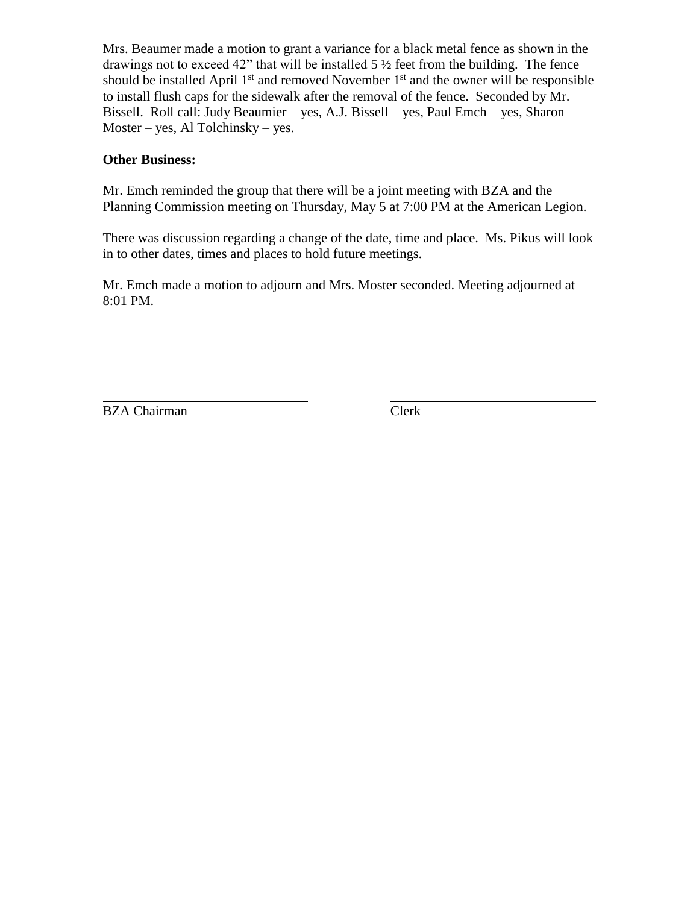Mrs. Beaumer made a motion to grant a variance for a black metal fence as shown in the drawings not to exceed 42" that will be installed 5 ½ feet from the building. The fence should be installed April 1st and removed November 1st and the owner will be responsible to install flush caps for the sidewalk after the removal of the fence. Seconded by Mr. Bissell. Roll call: Judy Beaumier – yes, A.J. Bissell – yes, Paul Emch – yes, Sharon Moster – yes, Al Tolchinsky – yes.

**Other Business:**

Mr. Emch reminded the group that there will be a joint meeting with BZA and the Planning Commission meeting on Thursday, May 5 at 7:00 PM at the American Legion.

There was discussion regarding a change of the date, time and place. Ms. Pikus will look in to other dates, times and places to hold future meetings.

Mr. Emch made a motion to adjourn and Mrs. Moster seconded. Meeting adjourned at 8:01 PM.

\_\_\_\_\_\_\_\_\_\_\_\_\_\_\_\_\_\_\_\_\_\_\_\_\_\_\_\_\_\_
BZA Chairman

\_\_\_\_\_\_\_\_\_\_\_\_\_\_\_\_\_\_\_\_\_\_\_\_\_\_\_\_\_\_
Clerk